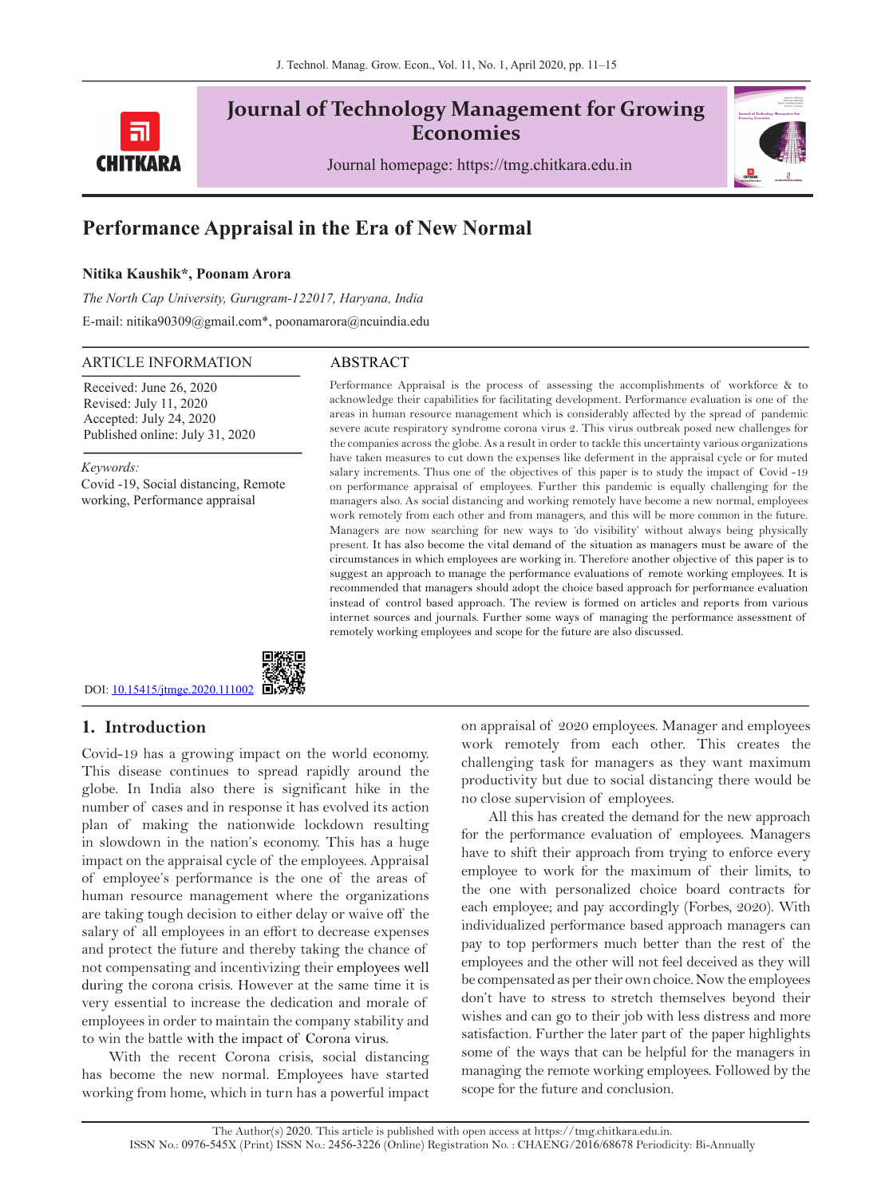# Journal of Technology Management for Growing Economies

Journal homepage: https://tmg.chitkara.edu.in

## Performance Appraisal in the Era of New Normal

**Nitika Kaushik\*, Poonam Arora**

*The North Cap University, Gurugram-122017, Haryana, India*

E-mail: nitika90309@gmail.com\*, poonamarora@ncuindia.edu

### ARTICLE INFORMATION

Received: June 26, 2020
Revised: July 11, 2020
Accepted: July 24, 2020
Published online: July 31, 2020

*Keywords:*
Covid -19, Social distancing, Remote working, Performance appraisal

DOI: [10.15415/jtmge.2020.111002](https://doi.org/10.15415/jtmge.2020.111002)

### ABSTRACT

Performance Appraisal is the process of assessing the accomplishments of workforce & to acknowledge their capabilities for facilitating development. Performance evaluation is one of the areas in human resource management which is considerably affected by the spread of pandemic severe acute respiratory syndrome corona virus 2. This virus outbreak posed new challenges for the companies across the globe. As a result in order to tackle this uncertainty various organizations have taken measures to cut down the expenses like deferment in the appraisal cycle or for muted salary increments. Thus one of the objectives of this paper is to study the impact of Covid -19 on performance appraisal of employees. Further this pandemic is equally challenging for the managers also. As social distancing and working remotely have become a new normal, employees work remotely from each other and from managers, and this will be more common in the future. Managers are now searching for new ways to 'do visibility' without always being physically present. It has also become the vital demand of the situation as managers must be aware of the circumstances in which employees are working in. Therefore another objective of this paper is to suggest an approach to manage the performance evaluations of remote working employees. It is recommended that managers should adopt the choice based approach for performance evaluation instead of control based approach. The review is formed on articles and reports from various internet sources and journals. Further some ways of managing the performance assessment of remotely working employees and scope for the future are also discussed.

## 1. Introduction

Covid-19 has a growing impact on the world economy. This disease continues to spread rapidly around the globe. In India also there is significant hike in the number of cases and in response it has evolved its action plan of making the nationwide lockdown resulting in slowdown in the nation's economy. This has a huge impact on the appraisal cycle of the employees. Appraisal of employee's performance is the one of the areas of human resource management where the organizations are taking tough decision to either delay or waive off the salary of all employees in an effort to decrease expenses and protect the future and thereby taking the chance of not compensating and incentivizing their employees well during the corona crisis. However at the same time it is very essential to increase the dedication and morale of employees in order to maintain the company stability and to win the battle with the impact of Corona virus.

With the recent Corona crisis, social distancing has become the new normal. Employees have started working from home, which in turn has a powerful impact on appraisal of 2020 employees. Manager and employees work remotely from each other. This creates the challenging task for managers as they want maximum productivity but due to social distancing there would be no close supervision of employees.

All this has created the demand for the new approach for the performance evaluation of employees. Managers have to shift their approach from trying to enforce every employee to work for the maximum of their limits, to the one with personalized choice board contracts for each employee; and pay accordingly (Forbes, 2020). With individualized performance based approach managers can pay to top performers much better than the rest of the employees and the other will not feel deceived as they will be compensated as per their own choice. Now the employees don't have to stress to stretch themselves beyond their wishes and can go to their job with less distress and more satisfaction. Further the later part of the paper highlights some of the ways that can be helpful for the managers in managing the remote working employees. Followed by the scope for the future and conclusion.

The Author(s) 2020. This article is published with open access at https://tmg.chitkara.edu.in.
ISSN No.: 0976-545X (Print) ISSN No.: 2456-3226 (Online) Registration No. : CHAENG/2016/68678 Periodicity: Bi-Annually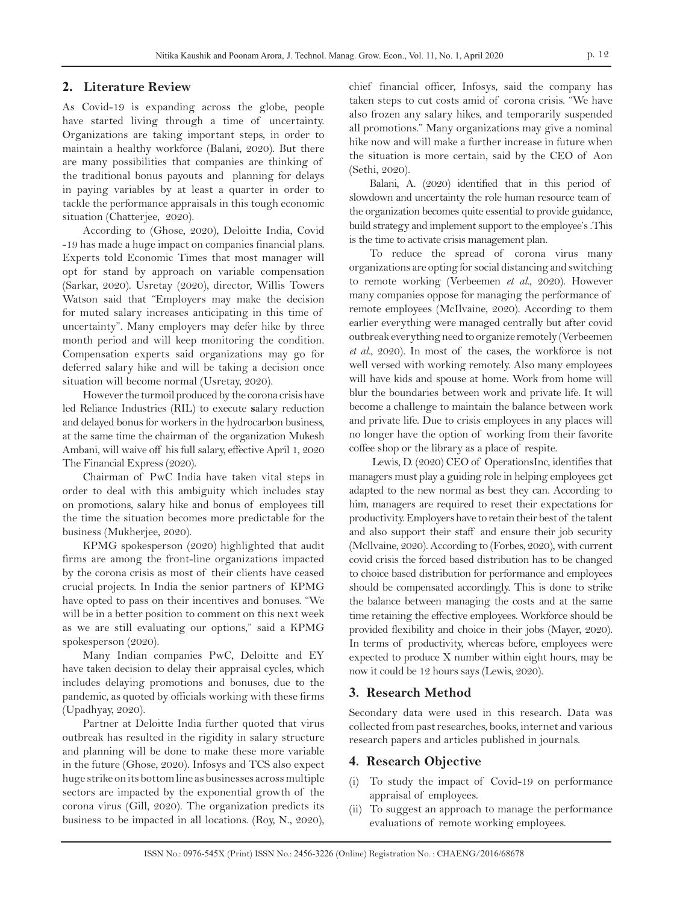## 2. Literature Review

As Covid-19 is expanding across the globe, people have started living through a time of uncertainty. Organizations are taking important steps, in order to maintain a healthy workforce (Balani, 2020). But there are many possibilities that companies are thinking of the traditional bonus payouts and planning for delays in paying variables by at least a quarter in order to tackle the performance appraisals in this tough economic situation (Chatterjee, 2020).

According to (Ghose, 2020), Deloitte India, Covid -19 has made a huge impact on companies financial plans. Experts told Economic Times that most manager will opt for stand by approach on variable compensation (Sarkar, 2020). Usretay (2020), director, Willis Towers Watson said that "Employers may make the decision for muted salary increases anticipating in this time of uncertainty". Many employers may defer hike by three month period and will keep monitoring the condition. Compensation experts said organizations may go for deferred salary hike and will be taking a decision once situation will become normal (Usretay, 2020).

However the turmoil produced by the corona crisis have led Reliance Industries (RIL) to execute **s**alary reduction and delayed bonus for workers in the hydrocarbon business, at the same time the chairman of the organization Mukesh Ambani, will waive off his full salary, effective April 1, 2020 The Financial Express (2020).

Chairman of PwC India have taken vital steps in order to deal with this ambiguity which includes stay on promotions, salary hike and bonus of employees till the time the situation becomes more predictable for the business (Mukherjee, 2020).

KPMG spokesperson (2020) highlighted that audit firms are among the front-line organizations impacted by the corona crisis as most of their clients have ceased crucial projects. In India the senior partners of KPMG have opted to pass on their incentives and bonuses. "We will be in a better position to comment on this next week as we are still evaluating our options," said a KPMG spokesperson (2020).

Many Indian companies PwC, Deloitte and EY have taken decision to delay their appraisal cycles, which includes delaying promotions and bonuses, due to the pandemic, as quoted by officials working with these firms (Upadhyay, 2020).

Partner at Deloitte India further quoted that virus outbreak has resulted in the rigidity in salary structure and planning will be done to make these more variable in the future (Ghose, 2020). Infosys and TCS also expect huge strike on its bottom line as businesses across multiple sectors are impacted by the exponential growth of the corona virus (Gill, 2020). The organization predicts its business to be impacted in all locations. (Roy, N., 2020), chief financial officer, Infosys, said the company has taken steps to cut costs amid of corona crisis. "We have also frozen any salary hikes, and temporarily suspended all promotions." Many organizations may give a nominal hike now and will make a further increase in future when the situation is more certain, said by the CEO of Aon (Sethi, 2020).

Balani, A. (2020) identified that in this period of slowdown and uncertainty the role human resource team of the organization becomes quite essential to provide guidance, build strategy and implement support to the employee's .This is the time to activate crisis management plan.

To reduce the spread of corona virus many organizations are opting for social distancing and switching to remote working (Verbeemen *et al*., 2020). However many companies oppose for managing the performance of remote employees (McIlvaine, 2020). According to them earlier everything were managed centrally but after covid outbreak everything need to organize remotely (Verbeemen *et al*., 2020). In most of the cases, the workforce is not well versed with working remotely. Also many employees will have kids and spouse at home. Work from home will blur the boundaries between work and private life. It will become a challenge to maintain the balance between work and private life. Due to crisis employees in any places will no longer have the option of working from their favorite coffee shop or the library as a place of respite.

Lewis, D. (2020) CEO of OperationsInc, identifies that managers must play a guiding role in helping employees get adapted to the new normal as best they can. According to him, managers are required to reset their expectations for productivity. Employers have to retain their best of the talent and also support their staff and ensure their job security (Mcllvaine, 2020). According to (Forbes, 2020), with current covid crisis the forced based distribution has to be changed to choice based distribution for performance and employees should be compensated accordingly. This is done to strike the balance between managing the costs and at the same time retaining the effective employees. Workforce should be provided flexibility and choice in their jobs (Mayer, 2020). In terms of productivity, whereas before, employees were expected to produce X number within eight hours, may be now it could be 12 hours says (Lewis, 2020).

## 3. Research Method

Secondary data were used in this research. Data was collected from past researches, books, internet and various research papers and articles published in journals.

## 4. Research Objective

(i) To study the impact of Covid-19 on performance appraisal of employees.

(ii) To suggest an approach to manage the performance evaluations of remote working employees.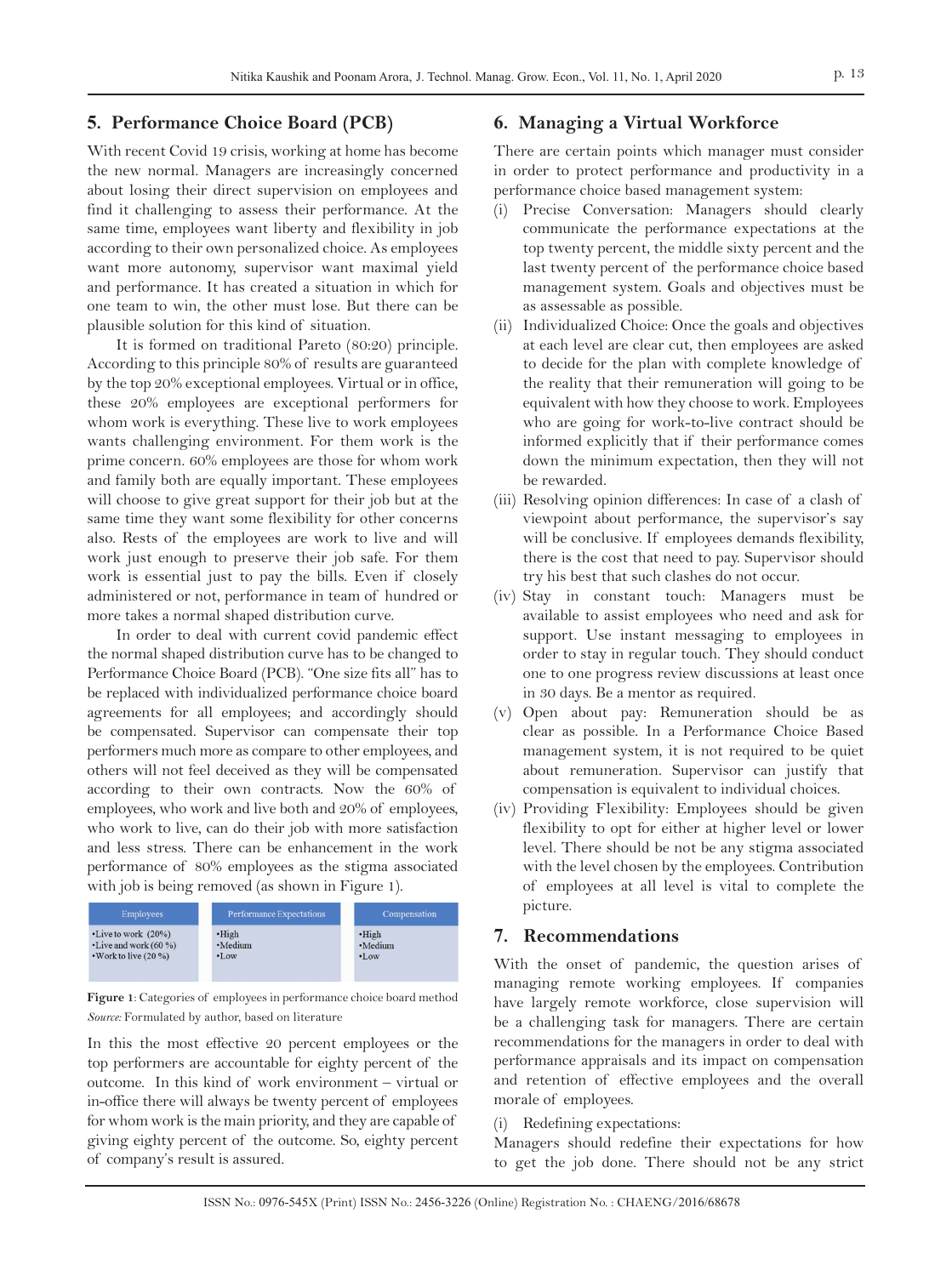## 5. Performance Choice Board (PCB)

With recent Covid 19 crisis, working at home has become the new normal. Managers are increasingly concerned about losing their direct supervision on employees and find it challenging to assess their performance. At the same time, employees want liberty and flexibility in job according to their own personalized choice. As employees want more autonomy, supervisor want maximal yield and performance. It has created a situation in which for one team to win, the other must lose. But there can be plausible solution for this kind of situation.

It is formed on traditional Pareto (80:20) principle. According to this principle 80% of results are guaranteed by the top 20% exceptional employees. Virtual or in office, these 20% employees are exceptional performers for whom work is everything. These live to work employees wants challenging environment. For them work is the prime concern. 60% employees are those for whom work and family both are equally important. These employees will choose to give great support for their job but at the same time they want some flexibility for other concerns also. Rests of the employees are work to live and will work just enough to preserve their job safe. For them work is essential just to pay the bills. Even if closely administered or not, performance in team of hundred or more takes a normal shaped distribution curve.

In order to deal with current covid pandemic effect the normal shaped distribution curve has to be changed to Performance Choice Board (PCB). "One size fits all" has to be replaced with individualized performance choice board agreements for all employees; and accordingly should be compensated. Supervisor can compensate their top performers much more as compare to other employees, and others will not feel deceived as they will be compensated according to their own contracts. Now the 60% of employees, who work and live both and 20% of employees, who work to live, can do their job with more satisfaction and less stress. There can be enhancement in the work performance of 80% employees as the stigma associated with job is being removed (as shown in Figure 1).

| Employees | Performance Expectations | Compensation |
|---|---|---|
| •Live to work (20%)<br>•Live and work (60 %)<br>•Work to live (20 %) | •High<br>•Medium<br>•Low | •High<br>•Medium<br>•Low |

**Figure 1**: Categories of employees in performance choice board method
*Source:* Formulated by author, based on literature

In this the most effective 20 percent employees or the top performers are accountable for eighty percent of the outcome. In this kind of work environment – virtual or in-office there will always be twenty percent of employees for whom work is the main priority, and they are capable of giving eighty percent of the outcome. So, eighty percent of company's result is assured.

## 6. Managing a Virtual Workforce

There are certain points which manager must consider in order to protect performance and productivity in a performance choice based management system:

(i) Precise Conversation: Managers should clearly communicate the performance expectations at the top twenty percent, the middle sixty percent and the last twenty percent of the performance choice based management system. Goals and objectives must be as assessable as possible.

(ii) Individualized Choice: Once the goals and objectives at each level are clear cut, then employees are asked to decide for the plan with complete knowledge of the reality that their remuneration will going to be equivalent with how they choose to work. Employees who are going for work-to-live contract should be informed explicitly that if their performance comes down the minimum expectation, then they will not be rewarded.

(iii) Resolving opinion differences: In case of a clash of viewpoint about performance, the supervisor's say will be conclusive. If employees demands flexibility, there is the cost that need to pay. Supervisor should try his best that such clashes do not occur.

(iv) Stay in constant touch: Managers must be available to assist employees who need and ask for support. Use instant messaging to employees in order to stay in regular touch. They should conduct one to one progress review discussions at least once in 30 days. Be a mentor as required.

(v) Open about pay: Remuneration should be as clear as possible. In a Performance Choice Based management system, it is not required to be quiet about remuneration. Supervisor can justify that compensation is equivalent to individual choices.

(iv) Providing Flexibility: Employees should be given flexibility to opt for either at higher level or lower level. There should be not be any stigma associated with the level chosen by the employees. Contribution of employees at all level is vital to complete the picture.

## 7. Recommendations

With the onset of pandemic, the question arises of managing remote working employees. If companies have largely remote workforce, close supervision will be a challenging task for managers. There are certain recommendations for the managers in order to deal with performance appraisals and its impact on compensation and retention of effective employees and the overall morale of employees.

(i) Redefining expectations:

Managers should redefine their expectations for how to get the job done. There should not be any strict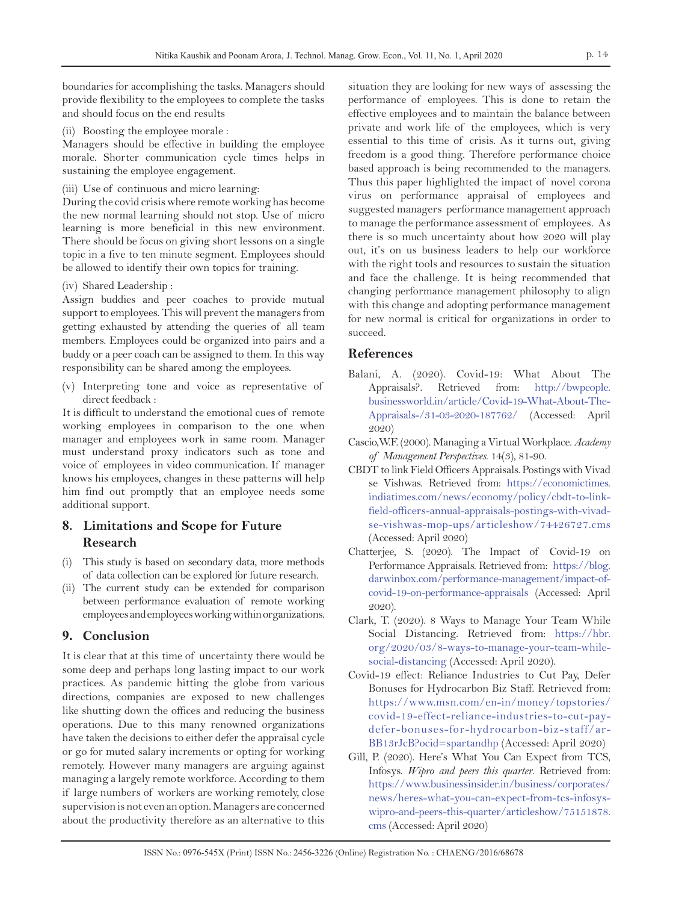boundaries for accomplishing the tasks. Managers should provide flexibility to the employees to complete the tasks and should focus on the end results

(ii) Boosting the employee morale :

Managers should be effective in building the employee morale. Shorter communication cycle times helps in sustaining the employee engagement.

(iii) Use of continuous and micro learning:

During the covid crisis where remote working has become the new normal learning should not stop. Use of micro learning is more beneficial in this new environment. There should be focus on giving short lessons on a single topic in a five to ten minute segment. Employees should be allowed to identify their own topics for training.

(iv) Shared Leadership :

Assign buddies and peer coaches to provide mutual support to employees. This will prevent the managers from getting exhausted by attending the queries of all team members. Employees could be organized into pairs and a buddy or a peer coach can be assigned to them. In this way responsibility can be shared among the employees.

(v) Interpreting tone and voice as representative of direct feedback :

It is difficult to understand the emotional cues of remote working employees in comparison to the one when manager and employees work in same room. Manager must understand proxy indicators such as tone and voice of employees in video communication. If manager knows his employees, changes in these patterns will help him find out promptly that an employee needs some additional support.

## 8. Limitations and Scope for Future Research

(i) This study is based on secondary data, more methods of data collection can be explored for future research.

(ii) The current study can be extended for comparison between performance evaluation of remote working employees and employees working within organizations.

## 9. Conclusion

It is clear that at this time of uncertainty there would be some deep and perhaps long lasting impact to our work practices. As pandemic hitting the globe from various directions, companies are exposed to new challenges like shutting down the offices and reducing the business operations. Due to this many renowned organizations have taken the decisions to either defer the appraisal cycle or go for muted salary increments or opting for working remotely. However many managers are arguing against managing a largely remote workforce. According to them if large numbers of workers are working remotely, close supervision is not even an option. Managers are concerned about the productivity therefore as an alternative to this situation they are looking for new ways of assessing the performance of employees. This is done to retain the effective employees and to maintain the balance between private and work life of the employees, which is very essential to this time of crisis. As it turns out, giving freedom is a good thing. Therefore performance choice based approach is being recommended to the managers. Thus this paper highlighted the impact of novel corona virus on performance appraisal of employees and suggested managers performance management approach to manage the performance assessment of employees. As there is so much uncertainty about how 2020 will play out, it's on us business leaders to help our workforce with the right tools and resources to sustain the situation and face the challenge. It is being recommended that changing performance management philosophy to align with this change and adopting performance management for new normal is critical for organizations in order to succeed.

## References

Balani, A. (2020). Covid-19: What About The Appraisals?. Retrieved from: http://bwpeople.businessworld.in/article/Covid-19-What-About-The-Appraisals-/31-03-2020-187762/ (Accessed: April 2020)

Cascio, W.F. (2000). Managing a Virtual Workplace. *Academy of Management Perspectives*. 14(3), 81-90.

CBDT to link Field Officers Appraisals. Postings with Vivad se Vishwas. Retrieved from: https://economictimes.indiatimes.com/news/economy/policy/cbdt-to-link-field-officers-annual-appraisals-postings-with-vivad-se-vishwas-mop-ups/articleshow/74426727.cms (Accessed: April 2020)

Chatterjee, S. (2020). The Impact of Covid-19 on Performance Appraisals. Retrieved from: https://blog.darwinbox.com/performance-management/impact-of-covid-19-on-performance-appraisals (Accessed: April 2020).

Clark, T. (2020). 8 Ways to Manage Your Team While Social Distancing. Retrieved from: https://hbr.org/2020/03/8-ways-to-manage-your-team-while-social-distancing (Accessed: April 2020).

Covid-19 effect: Reliance Industries to Cut Pay, Defer Bonuses for Hydrocarbon Biz Staff. Retrieved from: https://www.msn.com/en-in/money/topstories/covid-19-effect-reliance-industries-to-cut-pay-defer-bonuses-for-hydrocarbon-biz-staff/ar-BB13rJcB?ocid=spartandhp (Accessed: April 2020)

Gill, P. (2020). Here's What You Can Expect from TCS, Infosys. *Wipro and peers this quarter*. Retrieved from: https://www.businessinsider.in/business/corporates/news/heres-what-you-can-expect-from-tcs-infosys-wipro-and-peers-this-quarter/articleshow/75151878.cms (Accessed: April 2020)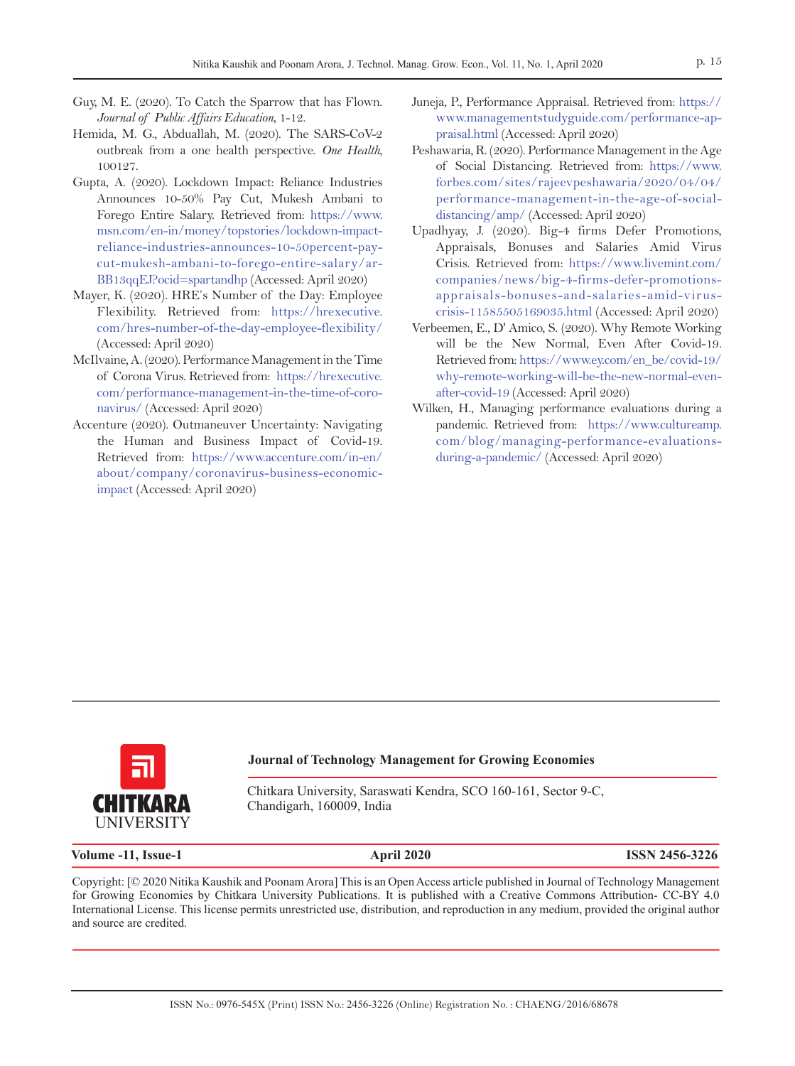Guy, M. E. (2020). To Catch the Sparrow that has Flown. *Journal of Public Affairs Education*, 1-12.

Hemida, M. G., Abduallah, M. (2020). The SARS-CoV-2 outbreak from a one health perspective. *One Health*, 100127.

Gupta, A. (2020). Lockdown Impact: Reliance Industries Announces 10-50% Pay Cut, Mukesh Ambani to Forego Entire Salary. Retrieved from: https://www.msn.com/en-in/money/topstories/lockdown-impact-reliance-industries-announces-10-50percent-pay-cut-mukesh-ambani-to-forego-entire-salary/ar-BB13qqEJ?ocid=spartandhp (Accessed: April 2020)

Mayer, K. (2020). HRE's Number of the Day: Employee Flexibility. Retrieved from: https://hrexecutive.com/hres-number-of-the-day-employee-flexibility/ (Accessed: April 2020)

McIlvaine, A. (2020). Performance Management in the Time of Corona Virus. Retrieved from: https://hrexecutive.com/performance-management-in-the-time-of-coronavirus/ (Accessed: April 2020)

Accenture (2020). Outmaneuver Uncertainty: Navigating the Human and Business Impact of Covid-19. Retrieved from: https://www.accenture.com/in-en/about/company/coronavirus-business-economic-impact (Accessed: April 2020)

Juneja, P., Performance Appraisal. Retrieved from: https://www.managementstudyguide.com/performance-appraisal.html (Accessed: April 2020)

Peshawaria, R. (2020). Performance Management in the Age of Social Distancing. Retrieved from: https://www.forbes.com/sites/rajeevpeshawaria/2020/04/04/performance-management-in-the-age-of-social-distancing/amp/ (Accessed: April 2020)

Upadhyay, J. (2020). Big-4 firms Defer Promotions, Appraisals, Bonuses and Salaries Amid Virus Crisis. Retrieved from: https://www.livemint.com/companies/news/big-4-firms-defer-promotions-appraisals-bonuses-and-salaries-amid-virus-crisis-11585505169035.html (Accessed: April 2020)

Verbeemen, E., D' Amico, S. (2020). Why Remote Working will be the New Normal, Even After Covid-19. Retrieved from: https://www.ey.com/en_be/covid-19/why-remote-working-will-be-the-new-normal-even-after-covid-19 (Accessed: April 2020)

Wilken, H., Managing performance evaluations during a pandemic. Retrieved from: https://www.cultureamp.com/blog/managing-performance-evaluations-during-a-pandemic/ (Accessed: April 2020)

---

**Journal of Technology Management for Growing Economies**

Chitkara University, Saraswati Kendra, SCO 160-161, Sector 9-C,
Chandigarh, 160009, India

| | | |
|---|---|---|
| **Volume -11, Issue-1** | **April 2020** | **ISSN 2456-3226** |

Copyright: [© 2020 Nitika Kaushik and Poonam Arora] This is an Open Access article published in Journal of Technology Management for Growing Economies by Chitkara University Publications. It is published with a Creative Commons Attribution- CC-BY 4.0 International License. This license permits unrestricted use, distribution, and reproduction in any medium, provided the original author and source are credited.